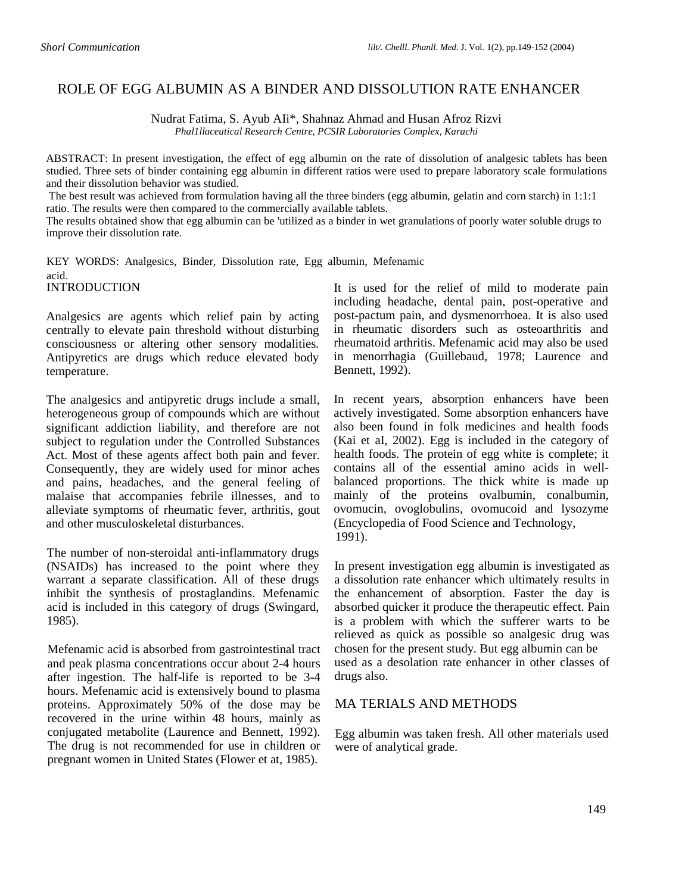# ROLE OF EGG ALBUMIN AS A BINDER AND DISSOLUTION RATE ENHANCER

Nudrat Fatima, S. Ayub AIi*, Shahnaz Ahmad and Husan Afroz Rizvi

*Phal1llaceutical Research Centre, PCSIR Laboratories Complex, Karachi*

ABSTRACT: In present investigation, the effect of egg albumin on the rate of dissolution of analgesic tablets has been studied. Three sets of binder containing egg albumin in different ratios were used to prepare laboratory scale formulations and their dissolution behavior was studied.

The best result was achieved from formulation having all the three binders (egg albumin, gelatin and corn starch) in 1:1:1 ratio. The results were then compared to the commercially available tablets.

The results obtained show that egg albumin can be 'utilized as a binder in wet granulations of poorly water soluble drugs to improve their dissolution rate.

KEY WORDS: Analgesics, Binder, Dissolution rate, Egg albumin, Mefenamic acid.

## INTRODUCTION

Analgesics are agents which relief pain by acting centrally to elevate pain threshold without disturbing consciousness or altering other sensory modalities. Antipyretics are drugs which reduce elevated body temperature.

The analgesics and antipyretic drugs include a small, heterogeneous group of compounds which are without significant addiction liability, and therefore are not subject to regulation under the Controlled Substances Act. Most of these agents affect both pain and fever. Consequently, they are widely used for minor aches and pains, headaches, and the general feeling of malaise that accompanies febrile illnesses, and to alleviate symptoms of rheumatic fever, arthritis, gout and other musculoskeletal disturbances.

The number of non-steroidal anti-inflammatory drugs (NSAIDs) has increased to the point where they warrant a separate classification. All of these drugs inhibit the synthesis of prostaglandins. Mefenamic acid is included in this category of drugs (Swingard, 1985).

Mefenamic acid is absorbed from gastrointestinal tract and peak plasma concentrations occur about 2-4 hours after ingestion. The half-life is reported to be 3-4 hours. Mefenamic acid is extensively bound to plasma proteins. Approximately 50% of the dose may be recovered in the urine within 48 hours, mainly as conjugated metabolite (Laurence and Bennett, 1992). The drug is not recommended for use in children or pregnant women in United States (Flower et at, 1985).

It is used for the relief of mild to moderate pain including headache, dental pain, post-operative and post-pactum pain, and dysmenorrhoea. It is also used in rheumatic disorders such as osteoarthritis and rheumatoid arthritis. Mefenamic acid may also be used in menorrhagia (Guillebaud, 1978; Laurence and Bennett, 1992).

In recent years, absorption enhancers have been actively investigated. Some absorption enhancers have also been found in folk medicines and health foods (Kai et aI, 2002). Egg is included in the category of health foods. The protein of egg white is complete; it contains all of the essential amino acids in well-balanced proportions. The thick white is made up mainly of the proteins ovalbumin, conalbumin, ovomucin, ovoglobulins, ovomucoid and lysozyme (Encyclopedia of Food Science and Technology, 1991).

In present investigation egg albumin is investigated as a dissolution rate enhancer which ultimately results in the enhancement of absorption. Faster the day is absorbed quicker it produce the therapeutic effect. Pain is a problem with which the sufferer warts to be relieved as quick as possible so analgesic drug was chosen for the present study. But egg albumin can be used as a desolation rate enhancer in other classes of drugs also.

## MA TERIALS AND METHODS

Egg albumin was taken fresh. All other materials used were of analytical grade.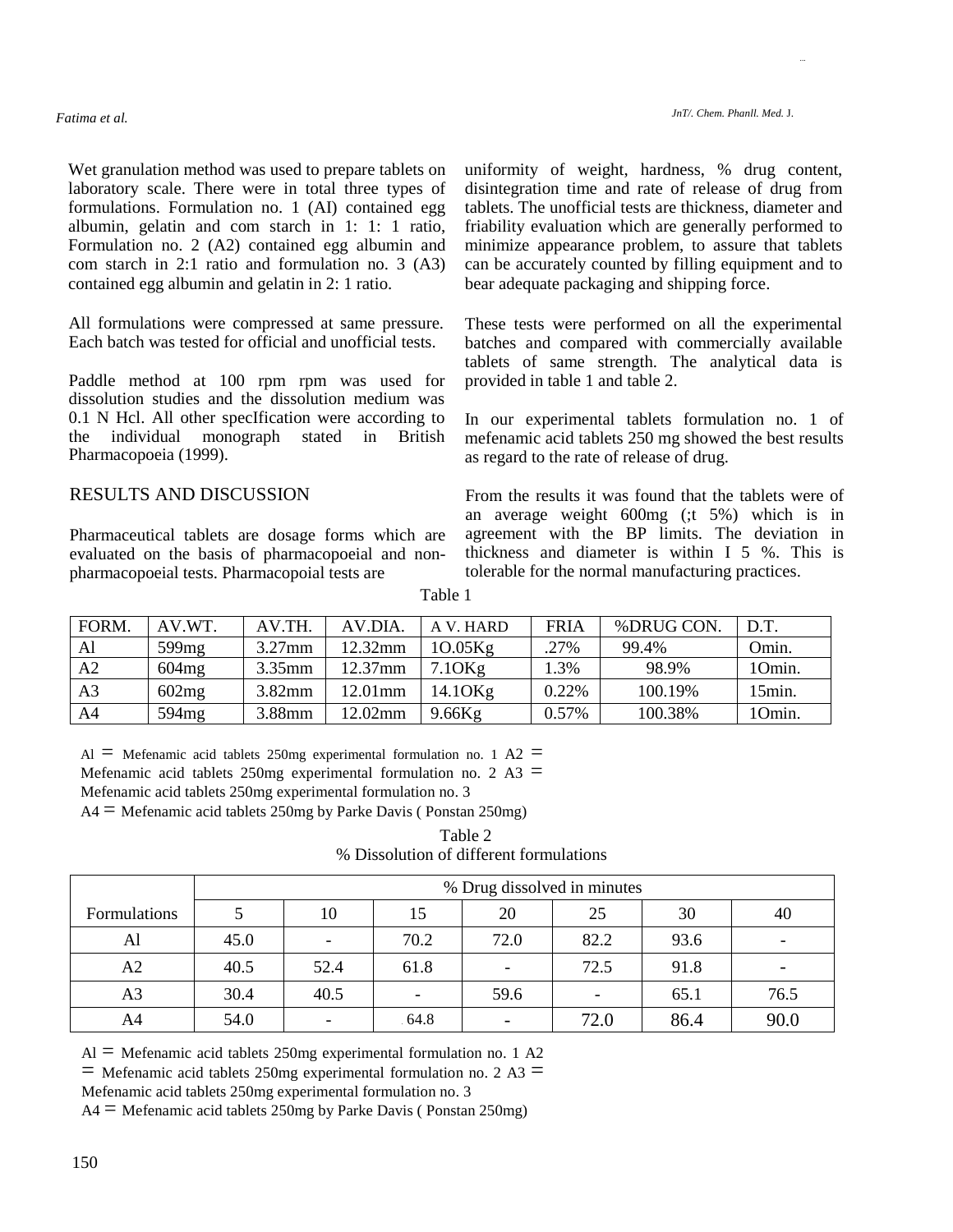Wet granulation method was used to prepare tablets on laboratory scale. There were in total three types of formulations. Formulation no. 1 (AI) contained egg albumin, gelatin and com starch in 1: 1: 1 ratio, Formulation no. 2 (A2) contained egg albumin and com starch in 2:1 ratio and formulation no. 3 (A3) contained egg albumin and gelatin in 2: 1 ratio.

All formulations were compressed at same pressure. Each batch was tested for official and unofficial tests.

Paddle method at 100 rpm rpm was used for dissolution studies and the dissolution medium was 0.1 N Hcl. All other specIfication were according to the individual monograph stated in British Pharmacopoeia (1999).

## RESULTS AND DISCUSSION

Pharmaceutical tablets are dosage forms which are evaluated on the basis of pharmacopoeial and non-pharmacopoeial tests. Pharmacopoial tests are uniformity of weight, hardness, % drug content, disintegration time and rate of release of drug from tablets. The unofficial tests are thickness, diameter and friability evaluation which are generally performed to minimize appearance problem, to assure that tablets can be accurately counted by filling equipment and to bear adequate packaging and shipping force.

These tests were performed on all the experimental batches and compared with commercially available tablets of same strength. The analytical data is provided in table 1 and table 2.

In our experimental tablets formulation no. 1 of mefenamic acid tablets 250 mg showed the best results as regard to the rate of release of drug.

From the results it was found that the tablets were of an average weight 600mg (;t 5%) which is in agreement with the BP limits. The deviation in thickness and diameter is within I 5 %. This is tolerable for the normal manufacturing practices.

Table 1

| FORM. | AV.WT. | AV.TH. | AV.DIA. | A V. HARD | FRIA | %DRUG CON. | D.T. |
|---|---|---|---|---|---|---|---|
| Al | 599mg | 3.27mm | 12.32mm | 1O.05Kg | .27% | 99.4% | Omin. |
| A2 | 604mg | 3.35mm | 12.37mm | 7.1OKg | 1.3% | 98.9% | 1Omin. |
| A3 | 602mg | 3.82mm | 12.01mm | 14.1OKg | 0.22% | 100.19% | 15min. |
| A4 | 594mg | 3.88mm | 12.02mm | 9.66Kg | 0.57% | 100.38% | 1Omin. |

Al = Mefenamic acid tablets 250mg experimental formulation no. 1 A2 = Mefenamic acid tablets 250mg experimental formulation no. 2 A3 = Mefenamic acid tablets 250mg experimental formulation no. 3
A4 = Mefenamic acid tablets 250mg by Parke Davis ( Ponstan 250mg)

Table 2
% Dissolution of different formulations

| | % Drug dissolved in minutes | | | | | | |
|---|---|---|---|---|---|---|---|
| Formulations | 5 | 10 | 15 | 20 | 25 | 30 | 40 |
| Al | 45.0 | - | 70.2 | 72.0 | 82.2 | 93.6 | - |
| A2 | 40.5 | 52.4 | 61.8 | - | 72.5 | 91.8 | - |
| A3 | 30.4 | 40.5 | - | 59.6 | - | 65.1 | 76.5 |
| A4 | 54.0 | - | 64.8 | - | 72.0 | 86.4 | 90.0 |

Al = Mefenamic acid tablets 250mg experimental formulation no. 1 A2 = Mefenamic acid tablets 250mg experimental formulation no. 2 A3 = Mefenamic acid tablets 250mg experimental formulation no. 3
A4 = Mefenamic acid tablets 250mg by Parke Davis ( Ponstan 250mg)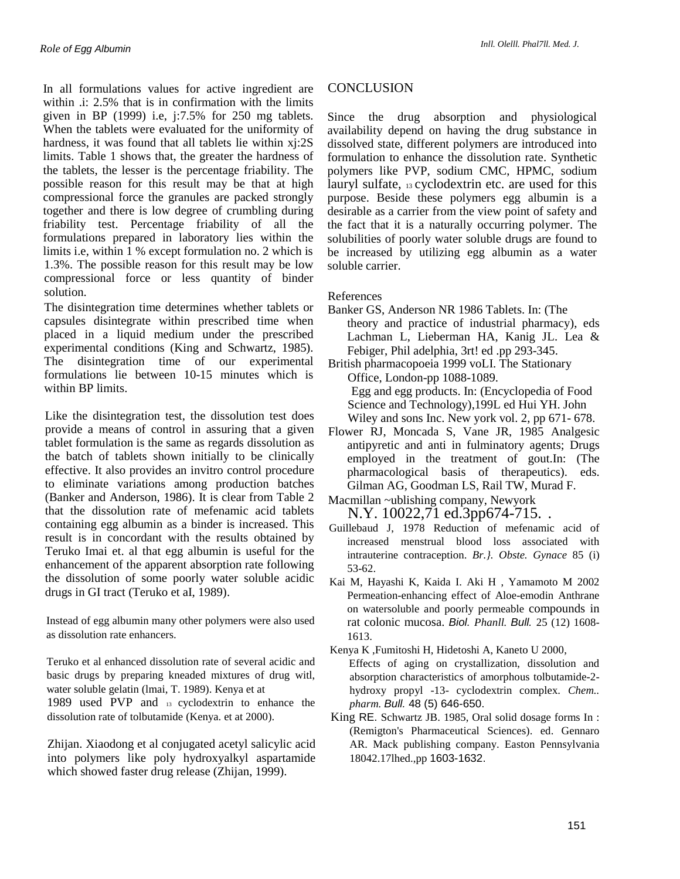In all formulations values for active ingredient are within .i: 2.5% that is in confirmation with the limits given in BP (1999) i.e, j:7.5% for 250 mg tablets. When the tablets were evaluated for the uniformity of hardness, it was found that all tablets lie within xj:2S limits. Table 1 shows that, the greater the hardness of the tablets, the lesser is the percentage friability. The possible reason for this result may be that at high compressional force the granules are packed strongly together and there is low degree of crumbling during friability test. Percentage friability of all the formulations prepared in laboratory lies within the limits i.e, within 1 % except formulation no. 2 which is 1.3%. The possible reason for this result may be low compressional force or less quantity of binder solution.

The disintegration time determines whether tablets or capsules disintegrate within prescribed time when placed in a liquid medium under the prescribed experimental conditions (King and Schwartz, 1985). The disintegration time of our experimental formulations lie between 10-15 minutes which is within BP limits.

Like the disintegration test, the dissolution test does provide a means of control in assuring that a given tablet formulation is the same as regards dissolution as the batch of tablets shown initially to be clinically effective. It also provides an invitro control procedure to eliminate variations among production batches (Banker and Anderson, 1986). It is clear from Table 2 that the dissolution rate of mefenamic acid tablets containing egg albumin as a binder is increased. This result is in concordant with the results obtained by Teruko Imai et. al that egg albumin is useful for the enhancement of the apparent absorption rate following the dissolution of some poorly water soluble acidic drugs in GI tract (Teruko et aI, 1989).

Instead of egg albumin many other polymers were also used as dissolution rate enhancers.

Teruko et al enhanced dissolution rate of several acidic and basic drugs by preparing kneaded mixtures of drug witl, water soluble gelatin (lmai, T. 1989). Kenya et at 1989 used PVP and 13 cyclodextrin to enhance the dissolution rate of tolbutamide (Kenya. et at 2000).

Zhijan. Xiaodong et al conjugated acetyl salicylic acid into polymers like poly hydroxyalkyl aspartamide which showed faster drug release (Zhijan, 1999).

## CONCLUSION

Since the drug absorption and physiological availability depend on having the drug substance in dissolved state, different polymers are introduced into formulation to enhance the dissolution rate. Synthetic polymers like PVP, sodium CMC, HPMC, sodium lauryl sulfate, 13 cyclodextrin etc. are used for this purpose. Beside these polymers egg albumin is a desirable as a carrier from the view point of safety and the fact that it is a naturally occurring polymer. The solubilities of poorly water soluble drugs are found to be increased by utilizing egg albumin as a water soluble carrier.

## References

Banker GS, Anderson NR 1986 Tablets. In: (The theory and practice of industrial pharmacy), eds Lachman L, Lieberman HA, Kanig JL. Lea & Febiger, Phil adelphia, 3rt! ed .pp 293-345.

British pharmacopoeia 1999 voLI. The Stationary Office, London-pp 1088-1089.

Egg and egg products. In: (Encyclopedia of Food Science and Technology),199L ed Hui YH. John Wiley and sons Inc. New york vol. 2, pp 671- 678.

Flower RJ, Moncada S, Vane JR, 1985 Analgesic antipyretic and anti in fulminatory agents; Drugs employed in the treatment of gout.In: (The pharmacological basis of therapeutics). eds. Gilman AG, Goodman LS, Rail TW, Murad F. Macmillan ~ublishing company, Newyork N.Y. 10022,71 ed.3pp674-715. .

Guillebaud J, 1978 Reduction of mefenamic acid of increased menstrual blood loss associated with intrauterine contraception. *Br.}. Obste. Gynace* 85 (i) 53-62.

Kai M, Hayashi K, Kaida I. Aki H , Yamamoto M 2002 Permeation-enhancing effect of Aloe-emodin Anthrane on watersoluble and poorly permeable compounds in rat colonic mucosa. *Biol. Phanll. Bull.* 25 (12) 1608-1613.

Kenya K ,Fumitoshi H, Hidetoshi A, Kaneto U 2000, Effects of aging on crystallization, dissolution and absorption characteristics of amorphous tolbutamide-2-hydroxy propyl -13- cyclodextrin complex. *Chem.. pharm. Bull.* 48 (5) 646-650.

King RE. Schwartz JB. 1985, Oral solid dosage forms In : (Remigton's Pharmaceutical Sciences). ed. Gennaro AR. Mack publishing company. Easton Pennsylvania 18042.17lhed.,pp 1603-1632.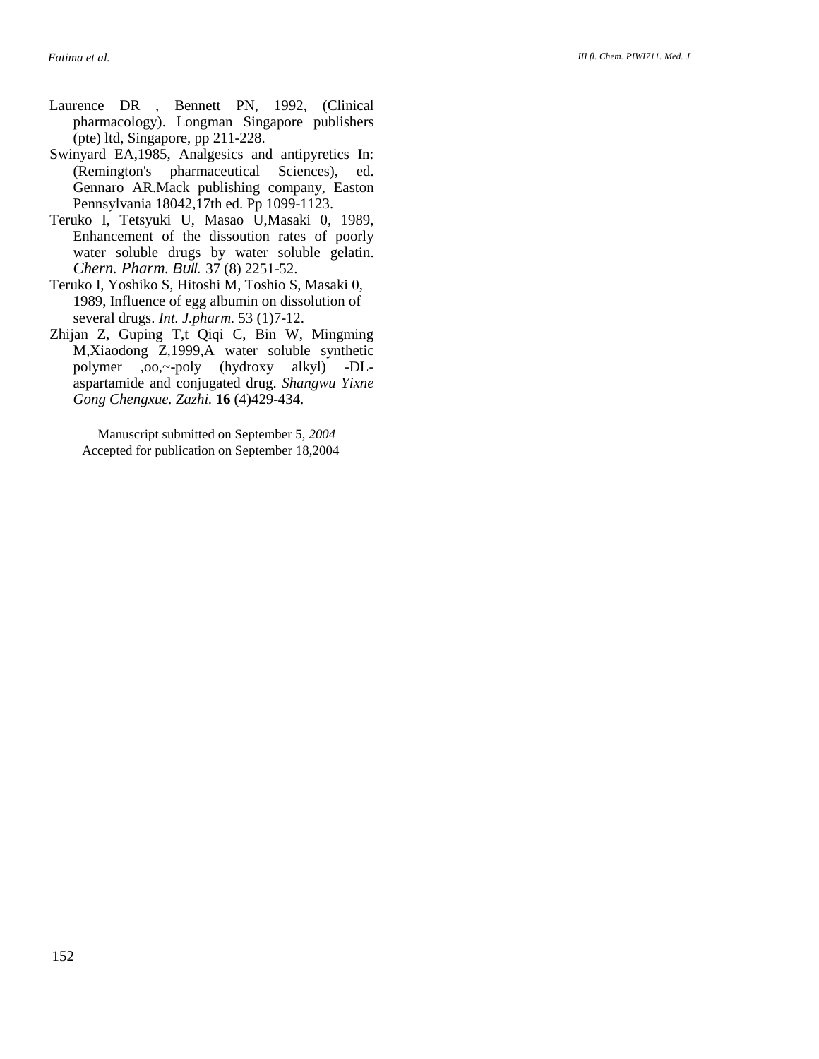Laurence DR , Bennett PN, 1992, (Clinical pharmacology). Longman Singapore publishers (pte) ltd, Singapore, pp 211-228.

Swinyard EA,1985, Analgesics and antipyretics In: (Remington's pharmaceutical Sciences), ed. Gennaro AR.Mack publishing company, Easton Pennsylvania 18042,17th ed. Pp 1099-1123.

Teruko I, Tetsyuki U, Masao U,Masaki 0, 1989, Enhancement of the dissoution rates of poorly water soluble drugs by water soluble gelatin. *Chern. Pharm. Bull.* 37 (8) 2251-52.

Teruko I, Yoshiko S, Hitoshi M, Toshio S, Masaki 0, 1989, Influence of egg albumin on dissolution of several drugs. *Int. J.pharm.* 53 (1)7-12.

Zhijan Z, Guping T,t Qiqi C, Bin W, Mingming M,Xiaodong Z,1999,A water soluble synthetic polymer ,oo,~-poly (hydroxy alkyl) -DL-aspartamide and conjugated drug. *Shangwu Yixne Gong Chengxue. Zazhi.* **16** (4)429-434.

Manuscript submitted on September 5, *2004*
Accepted for publication on September 18,2004